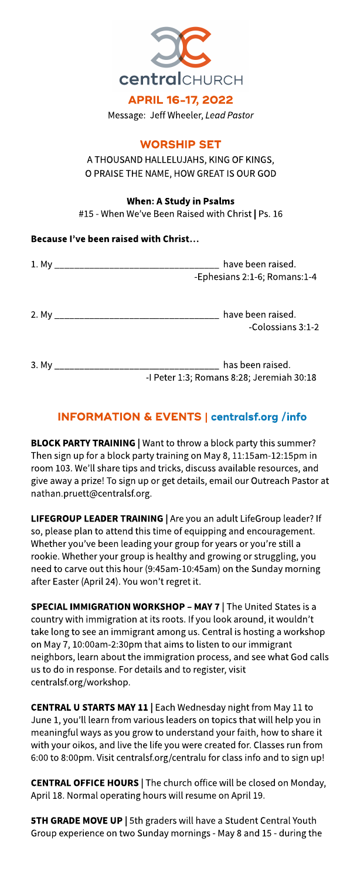centralCHURCH

# APRIL 16-17, 2022

Message: Jeff Wheeler, *Lead Pastor*

## WORSHIP SET

A THOUSAND HALLELUJAHS, KING OF KINGS, O PRAISE THE NAME, HOW GREAT IS OUR GOD

**When: A Study in Psalms**

#15 - When We've Been Raised with Christ | Ps. 16

**Because I've been raised with Christ…**

1. My ________________________________ have been raised.
   -Ephesians 2:1-6; Romans:1-4

2. My ________________________________ have been raised.
   -Colossians 3:1-2

3. My ________________________________ has been raised.
   -I Peter 1:3; Romans 8:28; Jeremiah 30:18

## INFORMATION & EVENTS | centralsf.org /info

**BLOCK PARTY TRAINING |** Want to throw a block party this summer? Then sign up for a block party training on May 8, 11:15am-12:15pm in room 103. We'll share tips and tricks, discuss available resources, and give away a prize! To sign up or get details, email our Outreach Pastor at nathan.pruett@centralsf.org.

**LIFEGROUP LEADER TRAINING |** Are you an adult LifeGroup leader? If so, please plan to attend this time of equipping and encouragement. Whether you've been leading your group for years or you're still a rookie. Whether your group is healthy and growing or struggling, you need to carve out this hour (9:45am-10:45am) on the Sunday morning after Easter (April 24). You won't regret it.

**SPECIAL IMMIGRATION WORKSHOP – MAY 7 |** The United States is a country with immigration at its roots. If you look around, it wouldn't take long to see an immigrant among us. Central is hosting a workshop on May 7, 10:00am-2:30pm that aims to listen to our immigrant neighbors, learn about the immigration process, and see what God calls us to do in response. For details and to register, visit centralsf.org/workshop.

**CENTRAL U STARTS MAY 11 |** Each Wednesday night from May 11 to June 1, you'll learn from various leaders on topics that will help you in meaningful ways as you grow to understand your faith, how to share it with your oikos, and live the life you were created for. Classes run from 6:00 to 8:00pm. Visit centralsf.org/centralu for class info and to sign up!

**CENTRAL OFFICE HOURS |** The church office will be closed on Monday, April 18. Normal operating hours will resume on April 19.

**5TH GRADE MOVE UP |** 5th graders will have a Student Central Youth Group experience on two Sunday mornings - May 8 and 15 - during the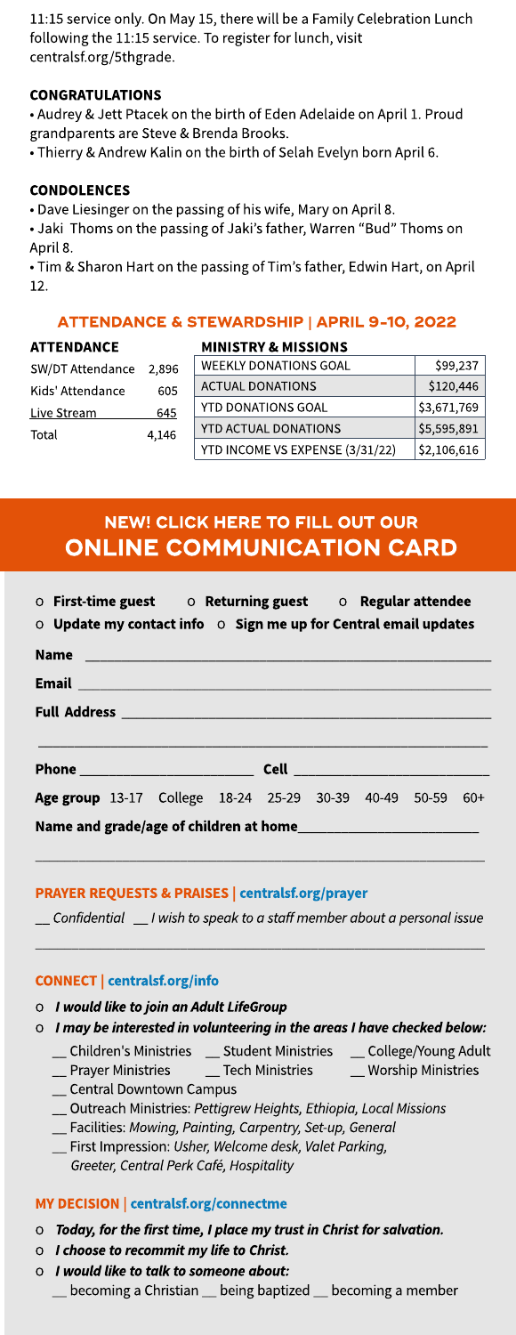11:15 service only. On May 15, there will be a Family Celebration Lunch following the 11:15 service. To register for lunch, visit centralsf.org/5thgrade.

### CONGRATULATIONS

- Audrey & Jett Ptacek on the birth of Eden Adelaide on April 1. Proud grandparents are Steve & Brenda Brooks.
- Thierry & Andrew Kalin on the birth of Selah Evelyn born April 6.

### CONDOLENCES

- Dave Liesinger on the passing of his wife, Mary on April 8.
- Jaki Thoms on the passing of Jaki's father, Warren "Bud" Thoms on April 8.
- Tim & Sharon Hart on the passing of Tim's father, Edwin Hart, on April 12.

## ATTENDANCE & STEWARDSHIP | APRIL 9-10, 2022

**ATTENDANCE**

| | |
|---|---|
| SW/DT Attendance | 2,896 |
| Kids' Attendance | 605 |
| Live Stream | 645 |
| Total | 4,146 |

**MINISTRY & MISSIONS**

| | |
|---|---|
| WEEKLY DONATIONS GOAL | $99,237 |
| ACTUAL DONATIONS | $120,446 |
| YTD DONATIONS GOAL | $3,671,769 |
| YTD ACTUAL DONATIONS | $5,595,891 |
| YTD INCOME VS EXPENSE (3/31/22) | $2,106,616 |

## NEW! CLICK HERE TO FILL OUT OUR ONLINE COMMUNICATION CARD

○ **First-time guest** ○ **Returning guest** ○ **Regular attendee**
○ **Update my contact info** ○ **Sign me up for Central email updates**

**Name** ______________________________________________

**Email** ______________________________________________

**Full Address** ______________________________________________

______________________________________________

**Phone** ____________________ **Cell** ____________________

**Age group** 13-17 College 18-24 25-29 30-39 40-49 50-59 60+

**Name and grade/age of children at home** ____________________

______________________________________________

### PRAYER REQUESTS & PRAISES | centralsf.org/prayer

__ *Confidential* __ *I wish to speak to a staff member about a personal issue*

______________________________________________

### CONNECT | centralsf.org/info

○ ***I would like to join an Adult LifeGroup***

○ ***I may be interested in volunteering in the areas I have checked below:***

__ Children's Ministries __ Student Ministries __ College/Young Adult
__ Prayer Ministries __ Tech Ministries __ Worship Ministries
__ Central Downtown Campus
__ Outreach Ministries: *Pettigrew Heights, Ethiopia, Local Missions*
__ Facilities: *Mowing, Painting, Carpentry, Set-up, General*
__ First Impression: *Usher, Welcome desk, Valet Parking, Greeter, Central Perk Café, Hospitality*

### MY DECISION | centralsf.org/connectme

○ ***Today, for the first time, I place my trust in Christ for salvation.***

○ ***I choose to recommit my life to Christ.***

○ ***I would like to talk to someone about:***

__ becoming a Christian __ being baptized __ becoming a member